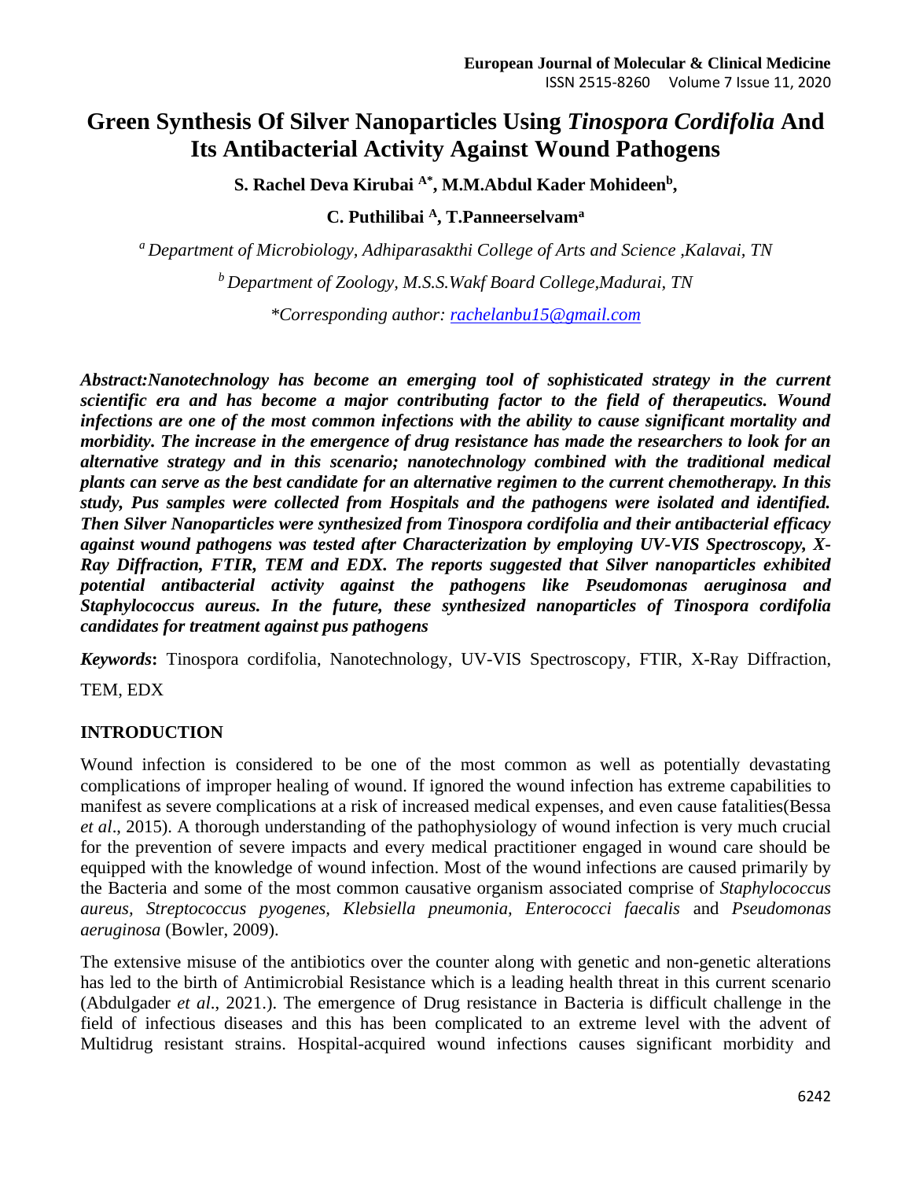# Green Synthesis Of Silver Nanoparticles Using *Tinospora Cordifolia* And Its Antibacterial Activity Against Wound Pathogens

**S. Rachel Deva Kirubai [A*], M.M.Abdul Kader Mohideen[b],**

**C. Puthilibai [A], T.Panneerselvam[a]**

*[a] Department of Microbiology, Adhiparasakthi College of Arts and Science ,Kalavai, TN*

*[b] Department of Zoology, M.S.S.Wakf Board College,Madurai, TN*

*\*Corresponding author: rachelanbu15@gmail.com*

***Abstract:Nanotechnology has become an emerging tool of sophisticated strategy in the current scientific era and has become a major contributing factor to the field of therapeutics. Wound infections are one of the most common infections with the ability to cause significant mortality and morbidity. The increase in the emergence of drug resistance has made the researchers to look for an alternative strategy and in this scenario; nanotechnology combined with the traditional medical plants can serve as the best candidate for an alternative regimen to the current chemotherapy. In this study, Pus samples were collected from Hospitals and the pathogens were isolated and identified. Then Silver Nanoparticles were synthesized from Tinospora cordifolia and their antibacterial efficacy against wound pathogens was tested after Characterization by employing UV-VIS Spectroscopy, X-Ray Diffraction, FTIR, TEM and EDX. The reports suggested that Silver nanoparticles exhibited potential antibacterial activity against the pathogens like Pseudomonas aeruginosa and Staphylococcus aureus. In the future, these synthesized nanoparticles of Tinospora cordifolia candidates for treatment against pus pathogens***

***Keywords*:** Tinospora cordifolia, Nanotechnology, UV-VIS Spectroscopy, FTIR, X-Ray Diffraction, TEM, EDX

## INTRODUCTION

Wound infection is considered to be one of the most common as well as potentially devastating complications of improper healing of wound. If ignored the wound infection has extreme capabilities to manifest as severe complications at a risk of increased medical expenses, and even cause fatalities(Bessa *et al*., 2015). A thorough understanding of the pathophysiology of wound infection is very much crucial for the prevention of severe impacts and every medical practitioner engaged in wound care should be equipped with the knowledge of wound infection. Most of the wound infections are caused primarily by the Bacteria and some of the most common causative organism associated comprise of *Staphylococcus aureus*, *Streptococcus pyogenes*, *Klebsiella pneumonia*, *Enterococci faecalis* and *Pseudomonas aeruginosa* (Bowler, 2009).

The extensive misuse of the antibiotics over the counter along with genetic and non-genetic alterations has led to the birth of Antimicrobial Resistance which is a leading health threat in this current scenario (Abdulgader *et al*., 2021.). The emergence of Drug resistance in Bacteria is difficult challenge in the field of infectious diseases and this has been complicated to an extreme level with the advent of Multidrug resistant strains. Hospital-acquired wound infections causes significant morbidity and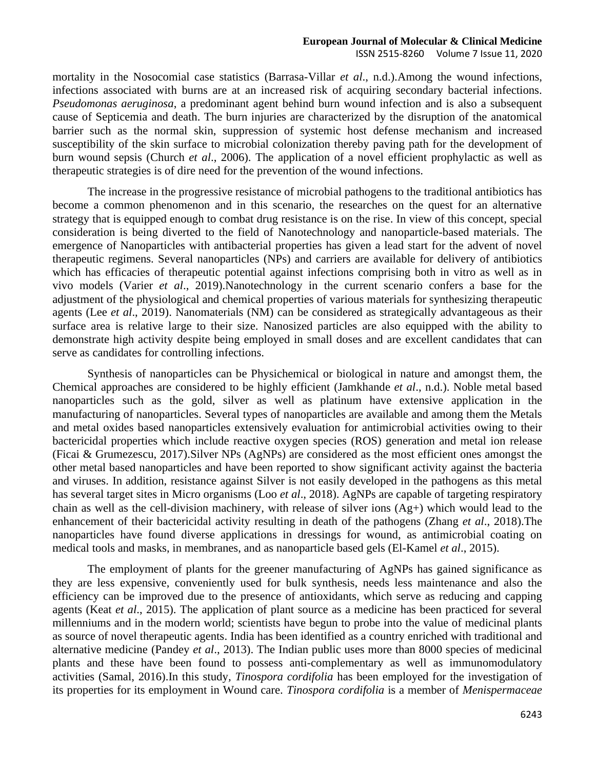mortality in the Nosocomial case statistics (Barrasa-Villar *et al*., n.d.).Among the wound infections, infections associated with burns are at an increased risk of acquiring secondary bacterial infections. *Pseudomonas aeruginosa*, a predominant agent behind burn wound infection and is also a subsequent cause of Septicemia and death. The burn injuries are characterized by the disruption of the anatomical barrier such as the normal skin, suppression of systemic host defense mechanism and increased susceptibility of the skin surface to microbial colonization thereby paving path for the development of burn wound sepsis (Church *et al*., 2006). The application of a novel efficient prophylactic as well as therapeutic strategies is of dire need for the prevention of the wound infections.

The increase in the progressive resistance of microbial pathogens to the traditional antibiotics has become a common phenomenon and in this scenario, the researches on the quest for an alternative strategy that is equipped enough to combat drug resistance is on the rise. In view of this concept, special consideration is being diverted to the field of Nanotechnology and nanoparticle-based materials. The emergence of Nanoparticles with antibacterial properties has given a lead start for the advent of novel therapeutic regimens. Several nanoparticles (NPs) and carriers are available for delivery of antibiotics which has efficacies of therapeutic potential against infections comprising both in vitro as well as in vivo models (Varier *et al*., 2019).Nanotechnology in the current scenario confers a base for the adjustment of the physiological and chemical properties of various materials for synthesizing therapeutic agents (Lee *et al*., 2019). Nanomaterials (NM) can be considered as strategically advantageous as their surface area is relative large to their size. Nanosized particles are also equipped with the ability to demonstrate high activity despite being employed in small doses and are excellent candidates that can serve as candidates for controlling infections.

Synthesis of nanoparticles can be Physichemical or biological in nature and amongst them, the Chemical approaches are considered to be highly efficient (Jamkhande *et al*., n.d.). Noble metal based nanoparticles such as the gold, silver as well as platinum have extensive application in the manufacturing of nanoparticles. Several types of nanoparticles are available and among them the Metals and metal oxides based nanoparticles extensively evaluation for antimicrobial activities owing to their bactericidal properties which include reactive oxygen species (ROS) generation and metal ion release (Ficai & Grumezescu, 2017).Silver NPs (AgNPs) are considered as the most efficient ones amongst the other metal based nanoparticles and have been reported to show significant activity against the bacteria and viruses. In addition, resistance against Silver is not easily developed in the pathogens as this metal has several target sites in Micro organisms (Loo *et al*., 2018). AgNPs are capable of targeting respiratory chain as well as the cell-division machinery, with release of silver ions ($Ag^+$) which would lead to the enhancement of their bactericidal activity resulting in death of the pathogens (Zhang *et al*., 2018).The nanoparticles have found diverse applications in dressings for wound, as antimicrobial coating on medical tools and masks, in membranes, and as nanoparticle based gels (El-Kamel *et al*., 2015).

The employment of plants for the greener manufacturing of AgNPs has gained significance as they are less expensive, conveniently used for bulk synthesis, needs less maintenance and also the efficiency can be improved due to the presence of antioxidants, which serve as reducing and capping agents (Keat *et al*., 2015). The application of plant source as a medicine has been practiced for several millenniums and in the modern world; scientists have begun to probe into the value of medicinal plants as source of novel therapeutic agents. India has been identified as a country enriched with traditional and alternative medicine (Pandey *et al*., 2013). The Indian public uses more than 8000 species of medicinal plants and these have been found to possess anti-complementary as well as immunomodulatory activities (Samal, 2016).In this study, *Tinospora cordifolia* has been employed for the investigation of its properties for its employment in Wound care. *Tinospora cordifolia* is a member of *Menispermaceae*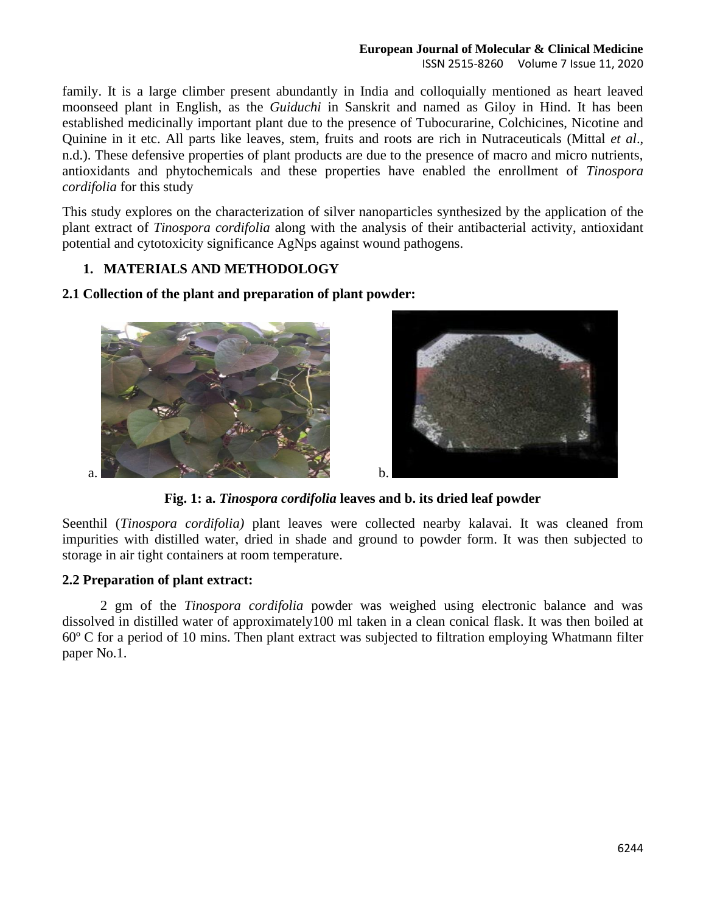family. It is a large climber present abundantly in India and colloquially mentioned as heart leaved moonseed plant in English, as the *Guiduchi* in Sanskrit and named as Giloy in Hind. It has been established medicinally important plant due to the presence of Tubocurarine, Colchicines, Nicotine and Quinine in it etc. All parts like leaves, stem, fruits and roots are rich in Nutraceuticals (Mittal *et al*., n.d.). These defensive properties of plant products are due to the presence of macro and micro nutrients, antioxidants and phytochemicals and these properties have enabled the enrollment of *Tinospora cordifolia* for this study

This study explores on the characterization of silver nanoparticles synthesized by the application of the plant extract of *Tinospora cordifolia* along with the analysis of their antibacterial activity, antioxidant potential and cytotoxicity significance AgNps against wound pathogens.

## 1. MATERIALS AND METHODOLOGY

### 2.1 Collection of the plant and preparation of plant powder:

a. b.

**Fig. 1: a. *Tinospora cordifolia* leaves and b. its dried leaf powder**

Seenthil (*Tinospora cordifolia)* plant leaves were collected nearby kalavai. It was cleaned from impurities with distilled water, dried in shade and ground to powder form. It was then subjected to storage in air tight containers at room temperature.

### 2.2 Preparation of plant extract:

2 gm of the *Tinospora cordifolia* powder was weighed using electronic balance and was dissolved in distilled water of approximately100 ml taken in a clean conical flask. It was then boiled at 60º C for a period of 10 mins. Then plant extract was subjected to filtration employing Whatmann filter paper No.1.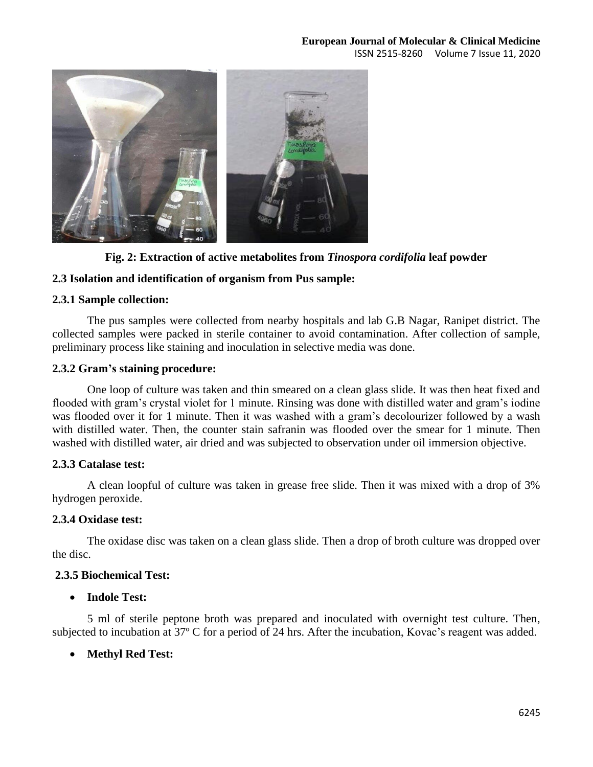**Fig. 2: Extraction of active metabolites from *Tinospora cordifolia* leaf powder**

### 2.3 Isolation and identification of organism from Pus sample:

#### 2.3.1 Sample collection:

The pus samples were collected from nearby hospitals and lab G.B Nagar, Ranipet district. The collected samples were packed in sterile container to avoid contamination. After collection of sample, preliminary process like staining and inoculation in selective media was done.

#### 2.3.2 Gram's staining procedure:

One loop of culture was taken and thin smeared on a clean glass slide. It was then heat fixed and flooded with gram's crystal violet for 1 minute. Rinsing was done with distilled water and gram's iodine was flooded over it for 1 minute. Then it was washed with a gram's decolourizer followed by a wash with distilled water. Then, the counter stain safranin was flooded over the smear for 1 minute. Then washed with distilled water, air dried and was subjected to observation under oil immersion objective.

#### 2.3.3 Catalase test:

A clean loopful of culture was taken in grease free slide. Then it was mixed with a drop of 3% hydrogen peroxide.

#### 2.3.4 Oxidase test:

The oxidase disc was taken on a clean glass slide. Then a drop of broth culture was dropped over the disc.

#### 2.3.5 Biochemical Test:

- **Indole Test:**

5 ml of sterile peptone broth was prepared and inoculated with overnight test culture. Then, subjected to incubation at 37º C for a period of 24 hrs. After the incubation, Kovac's reagent was added.

- **Methyl Red Test:**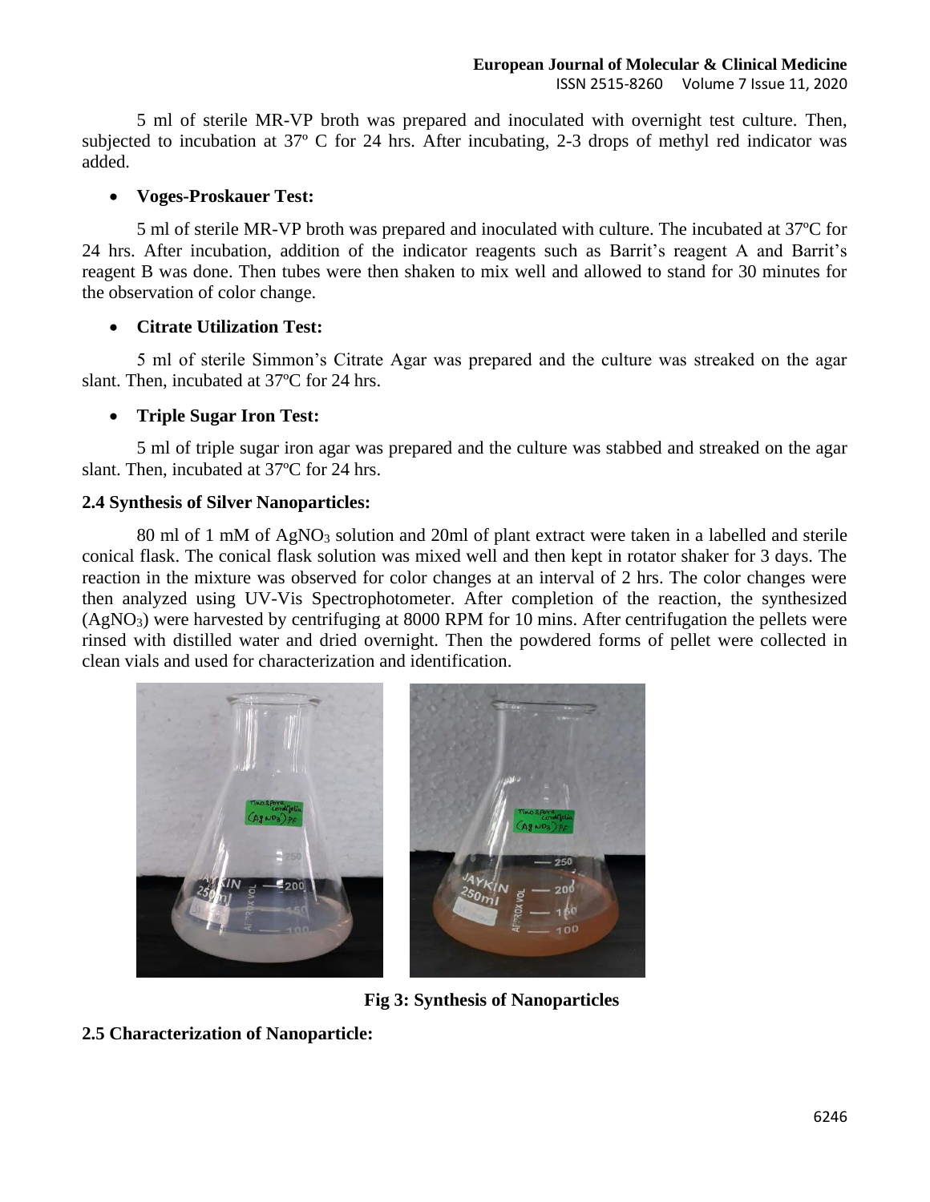5 ml of sterile MR-VP broth was prepared and inoculated with overnight test culture. Then, subjected to incubation at 37º C for 24 hrs. After incubating, 2-3 drops of methyl red indicator was added.

- **Voges-Proskauer Test:**

5 ml of sterile MR-VP broth was prepared and inoculated with culture. The incubated at 37ºC for 24 hrs. After incubation, addition of the indicator reagents such as Barrit's reagent A and Barrit's reagent B was done. Then tubes were then shaken to mix well and allowed to stand for 30 minutes for the observation of color change.

- **Citrate Utilization Test:**

5 ml of sterile Simmon's Citrate Agar was prepared and the culture was streaked on the agar slant. Then, incubated at 37ºC for 24 hrs.

- **Triple Sugar Iron Test:**

5 ml of triple sugar iron agar was prepared and the culture was stabbed and streaked on the agar slant. Then, incubated at 37ºC for 24 hrs.

**2.4 Synthesis of Silver Nanoparticles:**

80 ml of 1 mM of $AgNO_3$ solution and 20ml of plant extract were taken in a labelled and sterile conical flask. The conical flask solution was mixed well and then kept in rotator shaker for 3 days. The reaction in the mixture was observed for color changes at an interval of 2 hrs. The color changes were then analyzed using UV-Vis Spectrophotometer. After completion of the reaction, the synthesized ($AgNO_3$) were harvested by centrifuging at 8000 RPM for 10 mins. After centrifugation the pellets were rinsed with distilled water and dried overnight. Then the powdered forms of pellet were collected in clean vials and used for characterization and identification.

**Fig 3: Synthesis of Nanoparticles**

**2.5 Characterization of Nanoparticle:**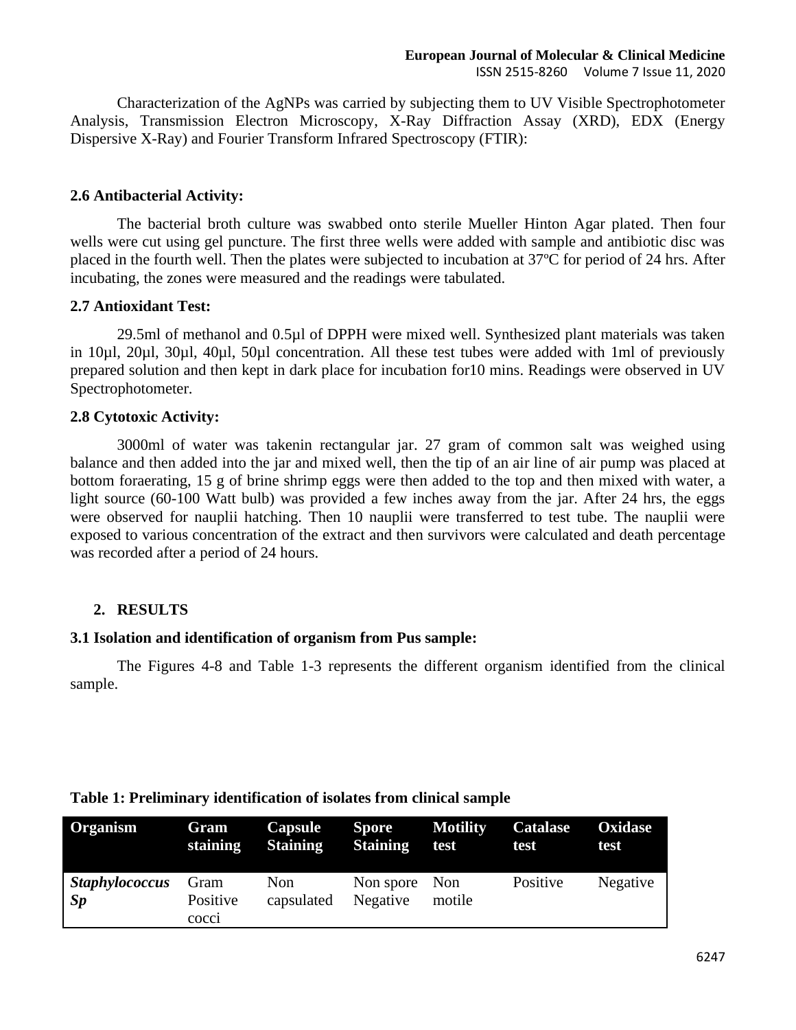Characterization of the AgNPs was carried by subjecting them to UV Visible Spectrophotometer Analysis, Transmission Electron Microscopy, X-Ray Diffraction Assay (XRD), EDX (Energy Dispersive X-Ray) and Fourier Transform Infrared Spectroscopy (FTIR):

### 2.6 Antibacterial Activity:

The bacterial broth culture was swabbed onto sterile Mueller Hinton Agar plated. Then four wells were cut using gel puncture. The first three wells were added with sample and antibiotic disc was placed in the fourth well. Then the plates were subjected to incubation at 37ºC for period of 24 hrs. After incubating, the zones were measured and the readings were tabulated.

### 2.7 Antioxidant Test:

29.5ml of methanol and 0.5µl of DPPH were mixed well. Synthesized plant materials was taken in 10µl, 20µl, 30µl, 40µl, 50µl concentration. All these test tubes were added with 1ml of previously prepared solution and then kept in dark place for incubation for10 mins. Readings were observed in UV Spectrophotometer.

### 2.8 Cytotoxic Activity:

3000ml of water was takenin rectangular jar. 27 gram of common salt was weighed using balance and then added into the jar and mixed well, then the tip of an air line of air pump was placed at bottom foraerating, 15 g of brine shrimp eggs were then added to the top and then mixed with water, a light source (60-100 Watt bulb) was provided a few inches away from the jar. After 24 hrs, the eggs were observed for nauplii hatching. Then 10 nauplii were transferred to test tube. The nauplii were exposed to various concentration of the extract and then survivors were calculated and death percentage was recorded after a period of 24 hours.

## 2. RESULTS

### 3.1 Isolation and identification of organism from Pus sample:

The Figures 4-8 and Table 1-3 represents the different organism identified from the clinical sample.

**Table 1: Preliminary identification of isolates from clinical sample**

| Organism | Gram staining | Capsule Staining | Spore Staining | Motility test | Catalase test | Oxidase test |
|---|---|---|---|---|---|---|
| ***Staphylococcus Sp*** | Gram Positive cocci | Non capsulated | Non spore Negative | Non motile | Positive | Negative |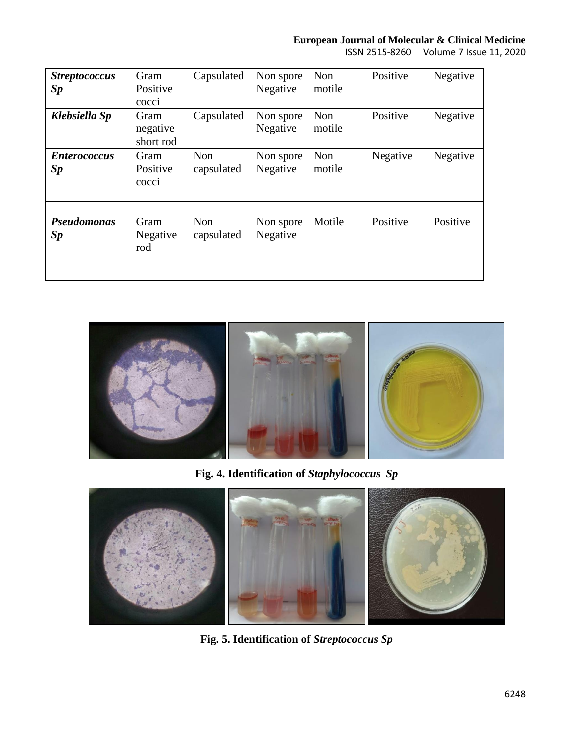| | | | | | | |
|---|---|---|---|---|---|---|
| ***Streptococcus Sp*** | Gram Positive cocci | Capsulated | Non spore Negative | Non motile | Positive | Negative |
| ***Klebsiella Sp*** | Gram negative short rod | Capsulated | Non spore Negative | Non motile | Positive | Negative |
| ***Enterococcus Sp*** | Gram Positive cocci | Non capsulated | Non spore Negative | Non motile | Negative | Negative |
| ***Pseudomonas Sp*** | Gram Negative rod | Non capsulated | Non spore Negative | Motile | Positive | Positive |

**Fig. 4. Identification of *Staphylococcus Sp***

**Fig. 5. Identification of *Streptococcus Sp***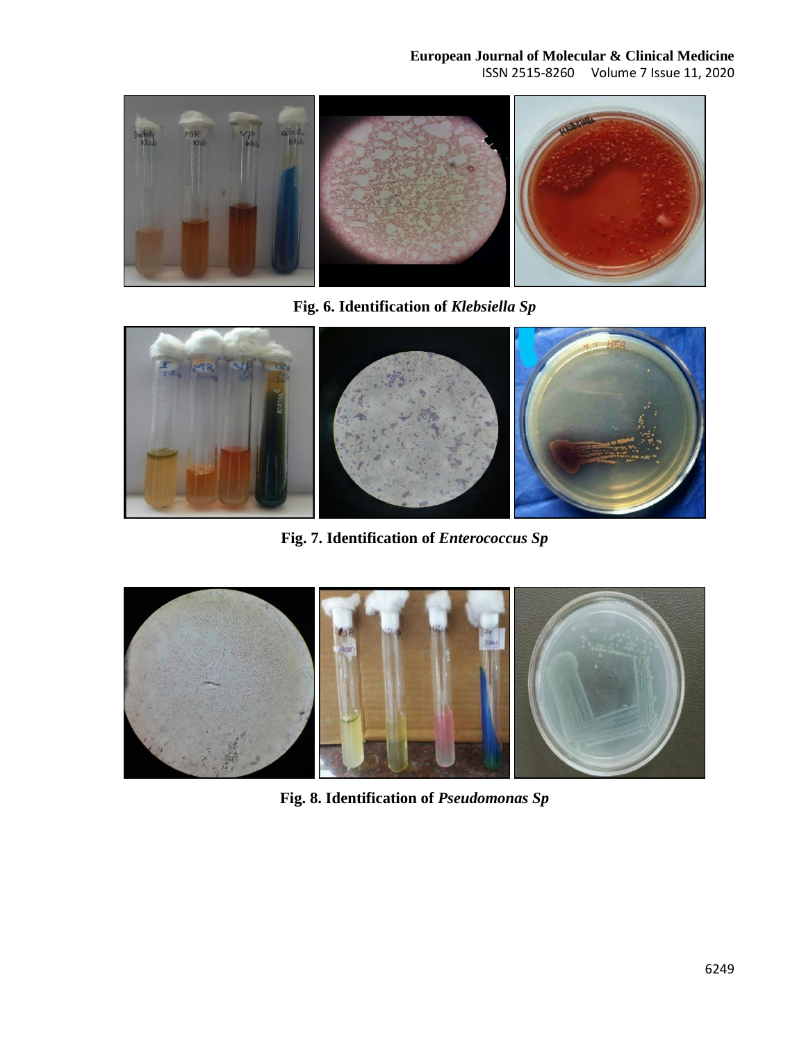Fig. 6. Identification of *Klebsiella Sp*

Fig. 7. Identification of *Enterococcus Sp*

Fig. 8. Identification of *Pseudomonas Sp*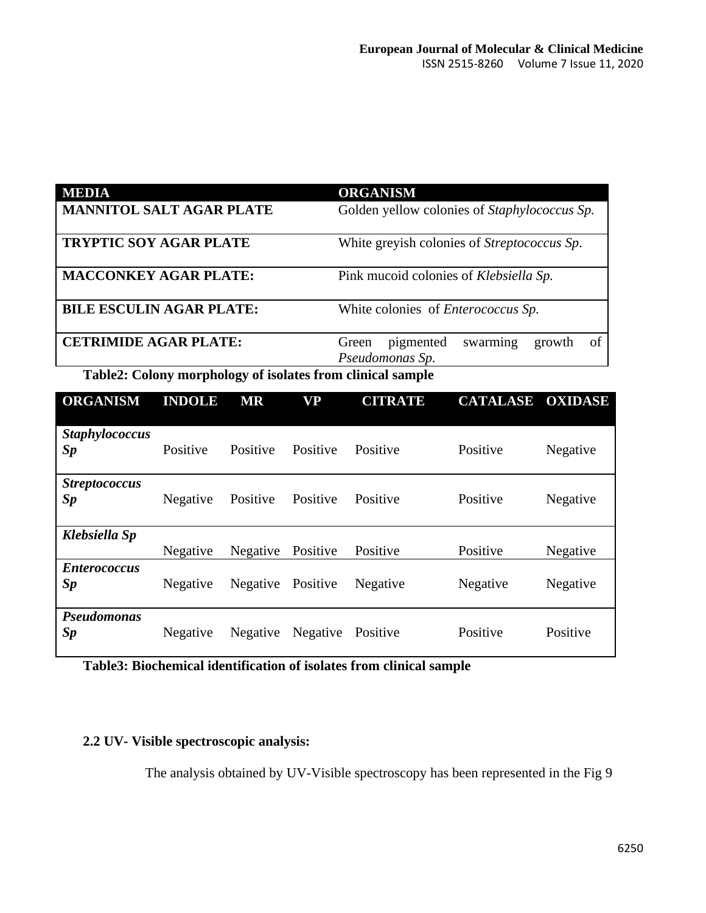| MEDIA | ORGANISM |
| --- | --- |
| **MANNITOL SALT AGAR PLATE** | Golden yellow colonies of *Staphylococcus Sp.* |
| **TRYPTIC SOY AGAR PLATE** | White greyish colonies of *Streptococcus Sp*. |
| **MACCONKEY AGAR PLATE:** | Pink mucoid colonies of *Klebsiella Sp.* |
| **BILE ESCULIN AGAR PLATE:** | White colonies of *Enterococcus Sp.* |
| **CETRIMIDE AGAR PLATE:** | Green pigmented swarming growth of *Pseudomonas Sp.* |

**Table2: Colony morphology of isolates from clinical sample**

| ORGANISM | INDOLE | MR | VP | CITRATE | CATALASE | OXIDASE |
| --- | --- | --- | --- | --- | --- | --- |
| ***Staphylococcus Sp*** | Positive | Positive | Positive | Positive | Positive | Negative |
| ***Streptococcus Sp*** | Negative | Positive | Positive | Positive | Positive | Negative |
| ***Klebsiella Sp*** | Negative | Negative | Positive | Positive | Positive | Negative |
| ***Enterococcus Sp*** | Negative | Negative | Positive | Negative | Negative | Negative |
| ***Pseudomonas Sp*** | Negative | Negative | Negative | Positive | Positive | Positive |

**Table3: Biochemical identification of isolates from clinical sample**

### 2.2 UV- Visible spectroscopic analysis:

The analysis obtained by UV-Visible spectroscopy has been represented in the Fig 9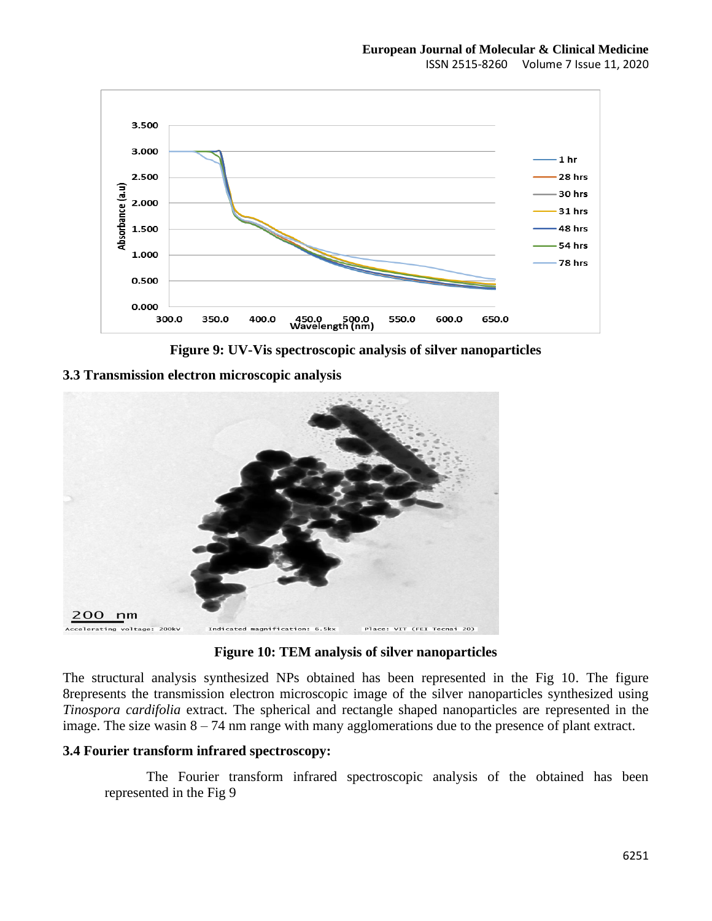3.500
3.000
2.500
2.000
1.500
1.000
0.500
0.000

Absorbance (a.u)

300.0 350.0 400.0 450.0 500.0 550.0 600.0 650.0

Wavelength (nm)

1 hr
28 hrs
30 hrs
31 hrs
48 hrs
54 hrs
78 hrs

**Figure 9: UV-Vis spectroscopic analysis of silver nanoparticles**

### 3.3 Transmission electron microscopic analysis

200 nm

Accelerating voltage: 200kV Indicated magnification: 6.5kx Place: VIT (FEI Tecnai 20)

**Figure 10: TEM analysis of silver nanoparticles**

The structural analysis synthesized NPs obtained has been represented in the Fig 10. The figure 8represents the transmission electron microscopic image of the silver nanoparticles synthesized using *Tinospora cardifolia* extract. The spherical and rectangle shaped nanoparticles are represented in the image. The size wasin 8 – 74 nm range with many agglomerations due to the presence of plant extract.

### 3.4 Fourier transform infrared spectroscopy:

The Fourier transform infrared spectroscopic analysis of the obtained has been represented in the Fig 9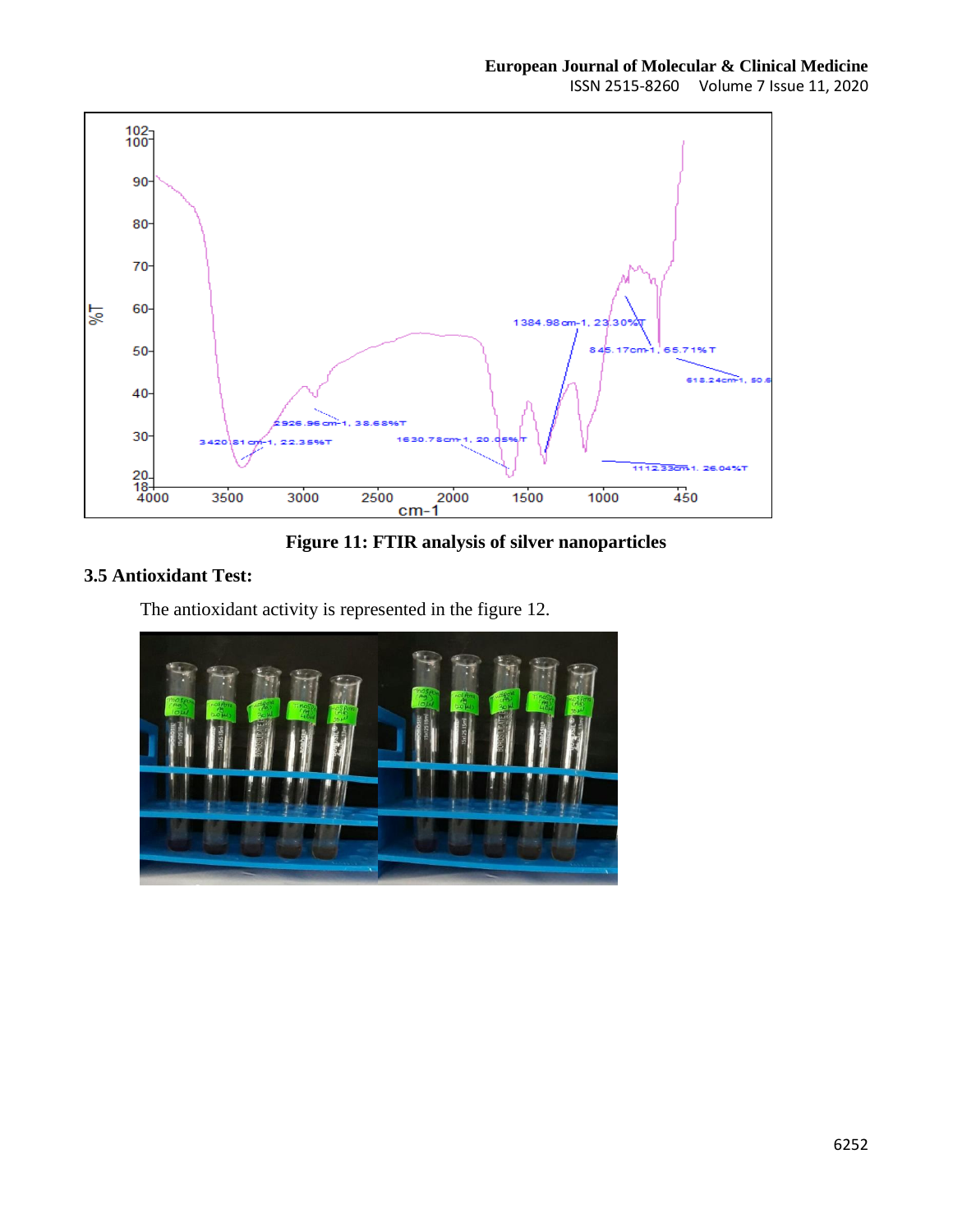102
100
90
80
70
60
50
40
30
20
18
%T
4000
3500
3000
2500
2000
1500
1000
450
cm-1
1384.98cm-1, 23.30%T
845.17cm-1, 65.71%T
618.24cm-1, 50.6
2926.96 cm-1, 38.68%T
3420.81 cm-1, 22.35%T
1630.78cm-1, 20.05%T
1112.33cm-1, 26.04%T

**Figure 11: FTIR analysis of silver nanoparticles**

### 3.5 Antioxidant Test:

The antioxidant activity is represented in the figure 12.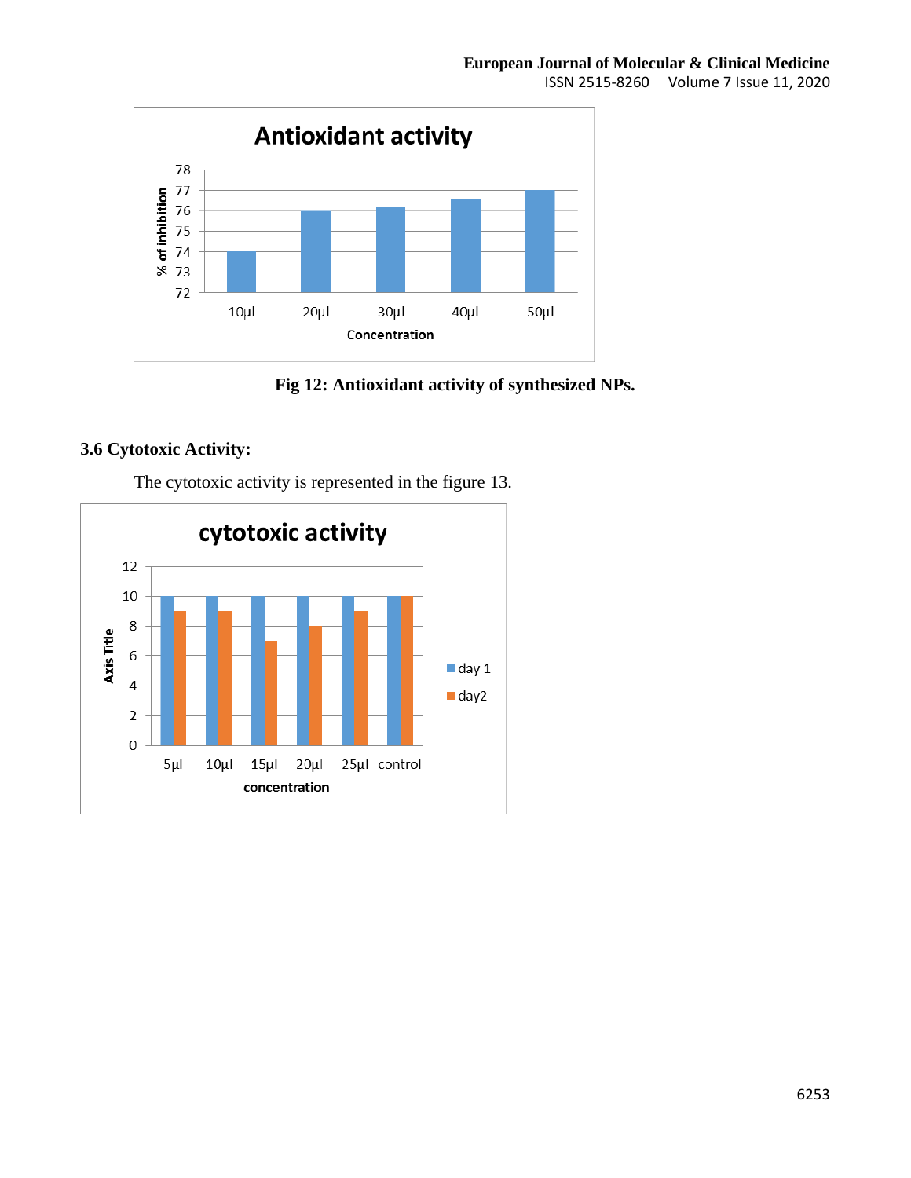Antioxidant activity

% of inhibition

78
77
76
75
74
73
72

10µl
20µl
30µl
40µl
50µl

Concentration

**Fig 12: Antioxidant activity of synthesized NPs.**

### 3.6 Cytotoxic Activity:

The cytotoxic activity is represented in the figure 13.

cytotoxic activity

Axis Title

12
10
8
6
4
2
0

5µl
10µl
15µl
20µl
25µl
control

concentration

day 1
day2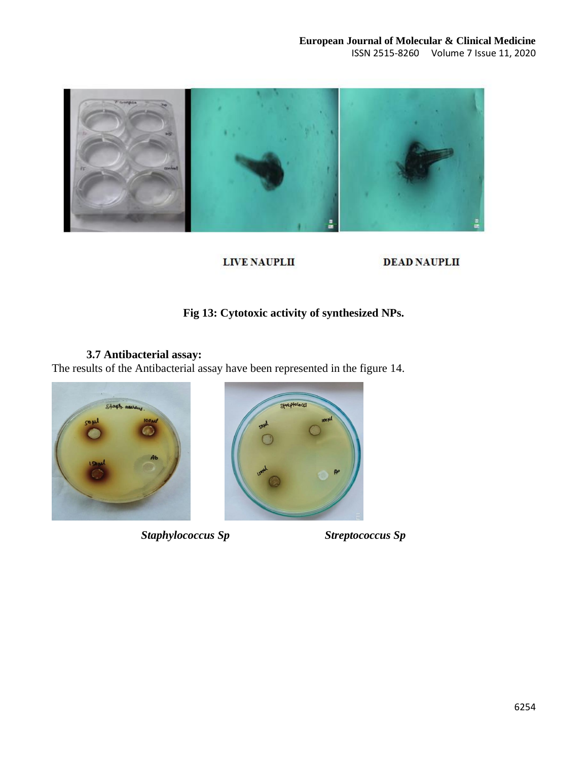LIVE NAUPLII

DEAD NAUPLII

**Fig 13: Cytotoxic activity of synthesized NPs.**

### 3.7 Antibacterial assay:

The results of the Antibacterial assay have been represented in the figure 14.

*Staphylococcus Sp*

*Streptococcus Sp*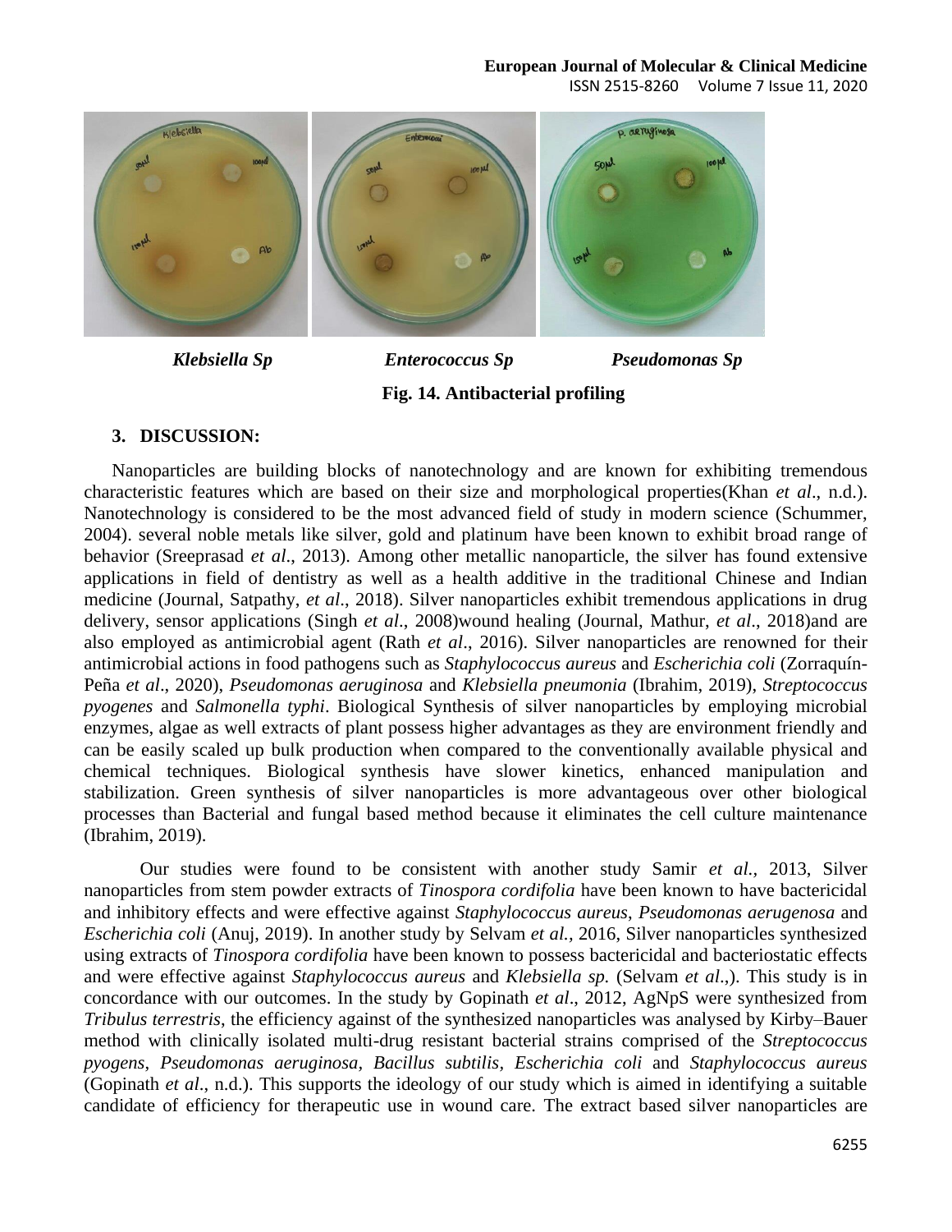*Klebsiella Sp* *Enterococcus Sp* *Pseudomonas Sp*

**Fig. 14. Antibacterial profiling**

## 3. DISCUSSION:

Nanoparticles are building blocks of nanotechnology and are known for exhibiting tremendous characteristic features which are based on their size and morphological properties(Khan *et al*., n.d.). Nanotechnology is considered to be the most advanced field of study in modern science (Schummer, 2004). several noble metals like silver, gold and platinum have been known to exhibit broad range of behavior (Sreeprasad *et al*., 2013). Among other metallic nanoparticle, the silver has found extensive applications in field of dentistry as well as a health additive in the traditional Chinese and Indian medicine (Journal, Satpathy, *et al*., 2018). Silver nanoparticles exhibit tremendous applications in drug delivery, sensor applications (Singh *et al*., 2008)wound healing (Journal, Mathur, *et al*., 2018)and are also employed as antimicrobial agent (Rath *et al*., 2016). Silver nanoparticles are renowned for their antimicrobial actions in food pathogens such as *Staphylococcus aureus* and *Escherichia coli* (Zorraquín-Peña *et al*., 2020), *Pseudomonas aeruginosa* and *Klebsiella pneumonia* (Ibrahim, 2019), *Streptococcus pyogenes* and *Salmonella typhi*. Biological Synthesis of silver nanoparticles by employing microbial enzymes, algae as well extracts of plant possess higher advantages as they are environment friendly and can be easily scaled up bulk production when compared to the conventionally available physical and chemical techniques. Biological synthesis have slower kinetics, enhanced manipulation and stabilization. Green synthesis of silver nanoparticles is more advantageous over other biological processes than Bacterial and fungal based method because it eliminates the cell culture maintenance (Ibrahim, 2019).

Our studies were found to be consistent with another study Samir *et al.*, 2013, Silver nanoparticles from stem powder extracts of *Tinospora cordifolia* have been known to have bactericidal and inhibitory effects and were effective against *Staphylococcus aureus*, *Pseudomonas aerugenosa* and *Escherichia coli* (Anuj, 2019). In another study by Selvam *et al.*, 2016, Silver nanoparticles synthesized using extracts of *Tinospora cordifolia* have been known to possess bactericidal and bacteriostatic effects and were effective against *Staphylococcus aureus* and *Klebsiella sp.* (Selvam *et al*.,). This study is in concordance with our outcomes. In the study by Gopinath *et al*., 2012, AgNpS were synthesized from *Tribulus terrestris*, the efficiency against of the synthesized nanoparticles was analysed by Kirby–Bauer method with clinically isolated multi-drug resistant bacterial strains comprised of the *Streptococcus pyogens*, *Pseudomonas aeruginosa*, *Bacillus subtilis*, *Escherichia coli* and *Staphylococcus aureus* (Gopinath *et al*., n.d.). This supports the ideology of our study which is aimed in identifying a suitable candidate of efficiency for therapeutic use in wound care. The extract based silver nanoparticles are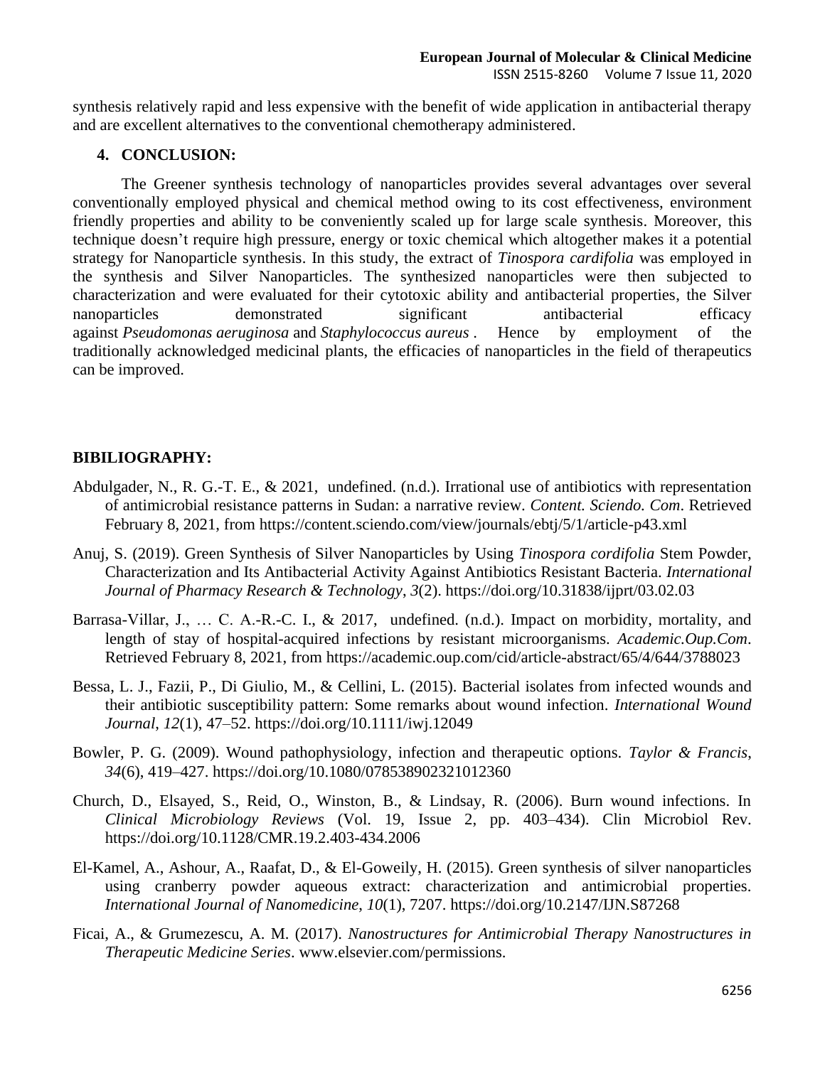synthesis relatively rapid and less expensive with the benefit of wide application in antibacterial therapy and are excellent alternatives to the conventional chemotherapy administered.

## 4. CONCLUSION:

The Greener synthesis technology of nanoparticles provides several advantages over several conventionally employed physical and chemical method owing to its cost effectiveness, environment friendly properties and ability to be conveniently scaled up for large scale synthesis. Moreover, this technique doesn't require high pressure, energy or toxic chemical which altogether makes it a potential strategy for Nanoparticle synthesis. In this study, the extract of *Tinospora cardifolia* was employed in the synthesis and Silver Nanoparticles. The synthesized nanoparticles were then subjected to characterization and were evaluated for their cytotoxic ability and antibacterial properties, the Silver nanoparticles demonstrated significant antibacterial efficacy against *Pseudomonas aeruginosa* and *Staphylococcus aureus* . Hence by employment of the traditionally acknowledged medicinal plants, the efficacies of nanoparticles in the field of therapeutics can be improved.

## BIBILIOGRAPHY:

Abdulgader, N., R. G.-T. E., & 2021, undefined. (n.d.). Irrational use of antibiotics with representation of antimicrobial resistance patterns in Sudan: a narrative review. *Content. Sciendo. Com*. Retrieved February 8, 2021, from https://content.sciendo.com/view/journals/ebtj/5/1/article-p43.xml

Anuj, S. (2019). Green Synthesis of Silver Nanoparticles by Using *Tinospora cordifolia* Stem Powder, Characterization and Its Antibacterial Activity Against Antibiotics Resistant Bacteria. *International Journal of Pharmacy Research & Technology*, *3*(2). https://doi.org/10.31838/ijprt/03.02.03

Barrasa-Villar, J., … C. A.-R.-C. I., & 2017, undefined. (n.d.). Impact on morbidity, mortality, and length of stay of hospital-acquired infections by resistant microorganisms. *Academic.Oup.Com*. Retrieved February 8, 2021, from https://academic.oup.com/cid/article-abstract/65/4/644/3788023

Bessa, L. J., Fazii, P., Di Giulio, M., & Cellini, L. (2015). Bacterial isolates from infected wounds and their antibiotic susceptibility pattern: Some remarks about wound infection. *International Wound Journal*, *12*(1), 47–52. https://doi.org/10.1111/iwj.12049

Bowler, P. G. (2009). Wound pathophysiology, infection and therapeutic options. *Taylor & Francis*, *34*(6), 419–427. https://doi.org/10.1080/078538902321012360

Church, D., Elsayed, S., Reid, O., Winston, B., & Lindsay, R. (2006). Burn wound infections. In *Clinical Microbiology Reviews* (Vol. 19, Issue 2, pp. 403–434). Clin Microbiol Rev. https://doi.org/10.1128/CMR.19.2.403-434.2006

El-Kamel, A., Ashour, A., Raafat, D., & El-Goweily, H. (2015). Green synthesis of silver nanoparticles using cranberry powder aqueous extract: characterization and antimicrobial properties. *International Journal of Nanomedicine*, *10*(1), 7207. https://doi.org/10.2147/IJN.S87268

Ficai, A., & Grumezescu, A. M. (2017). *Nanostructures for Antimicrobial Therapy Nanostructures in Therapeutic Medicine Series*. www.elsevier.com/permissions.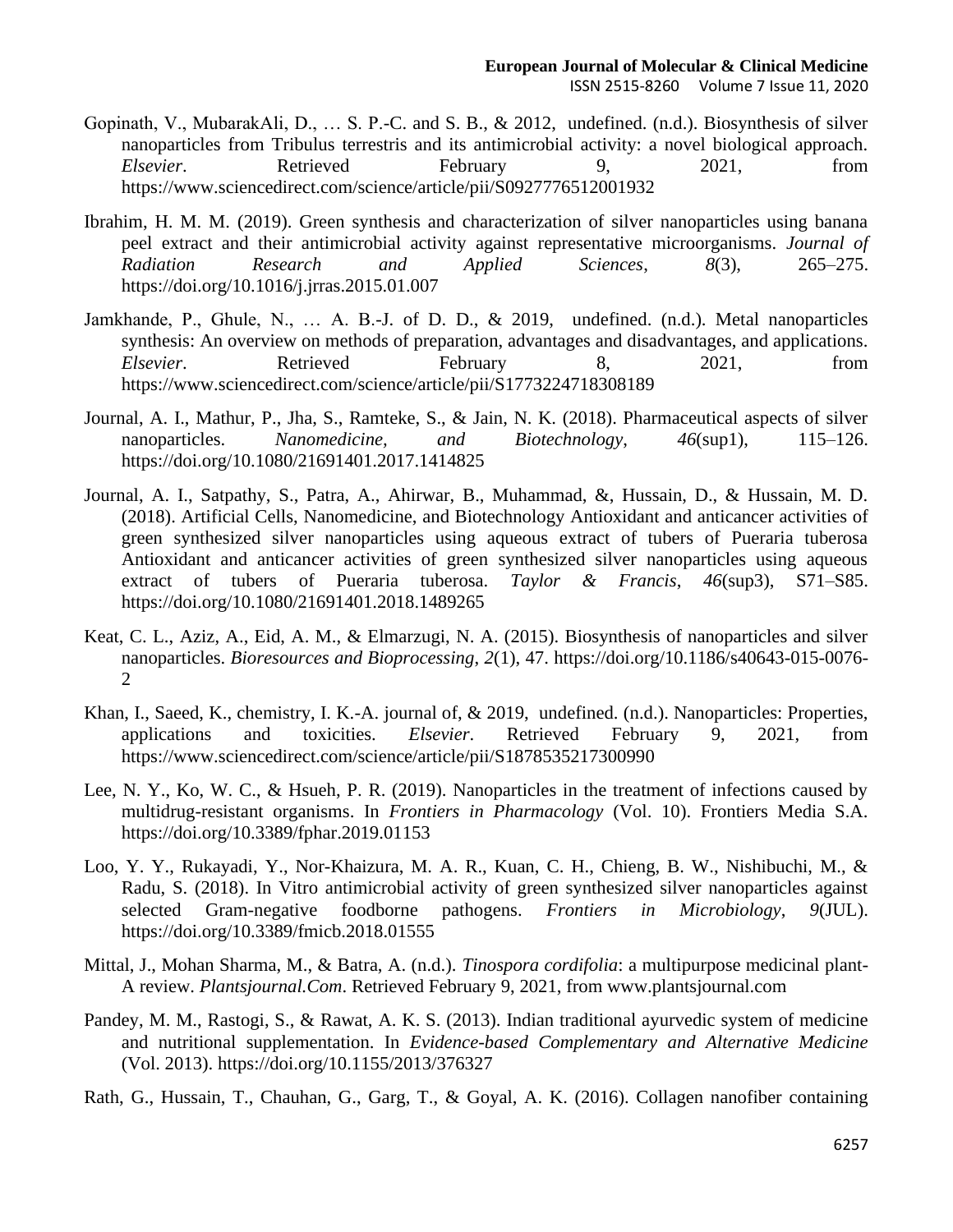Gopinath, V., MubarakAli, D., … S. P.-C. and S. B., & 2012, undefined. (n.d.). Biosynthesis of silver nanoparticles from Tribulus terrestris and its antimicrobial activity: a novel biological approach. *Elsevier*. Retrieved February 9, 2021, from https://www.sciencedirect.com/science/article/pii/S0927776512001932

Ibrahim, H. M. M. (2019). Green synthesis and characterization of silver nanoparticles using banana peel extract and their antimicrobial activity against representative microorganisms. *Journal of Radiation Research and Applied Sciences*, *8*(3), 265–275. https://doi.org/10.1016/j.jrras.2015.01.007

Jamkhande, P., Ghule, N., … A. B.-J. of D. D., & 2019, undefined. (n.d.). Metal nanoparticles synthesis: An overview on methods of preparation, advantages and disadvantages, and applications. *Elsevier*. Retrieved February 8, 2021, from https://www.sciencedirect.com/science/article/pii/S1773224718308189

Journal, A. I., Mathur, P., Jha, S., Ramteke, S., & Jain, N. K. (2018). Pharmaceutical aspects of silver nanoparticles. *Nanomedicine, and Biotechnology*, *46*(sup1), 115–126. https://doi.org/10.1080/21691401.2017.1414825

Journal, A. I., Satpathy, S., Patra, A., Ahirwar, B., Muhammad, &, Hussain, D., & Hussain, M. D. (2018). Artificial Cells, Nanomedicine, and Biotechnology Antioxidant and anticancer activities of green synthesized silver nanoparticles using aqueous extract of tubers of Pueraria tuberosa Antioxidant and anticancer activities of green synthesized silver nanoparticles using aqueous extract of tubers of Pueraria tuberosa. *Taylor & Francis*, *46*(sup3), S71–S85. https://doi.org/10.1080/21691401.2018.1489265

Keat, C. L., Aziz, A., Eid, A. M., & Elmarzugi, N. A. (2015). Biosynthesis of nanoparticles and silver nanoparticles. *Bioresources and Bioprocessing*, *2*(1), 47. https://doi.org/10.1186/s40643-015-0076-2

Khan, I., Saeed, K., chemistry, I. K.-A. journal of, & 2019, undefined. (n.d.). Nanoparticles: Properties, applications and toxicities. *Elsevier*. Retrieved February 9, 2021, from https://www.sciencedirect.com/science/article/pii/S1878535217300990

Lee, N. Y., Ko, W. C., & Hsueh, P. R. (2019). Nanoparticles in the treatment of infections caused by multidrug-resistant organisms. In *Frontiers in Pharmacology* (Vol. 10). Frontiers Media S.A. https://doi.org/10.3389/fphar.2019.01153

Loo, Y. Y., Rukayadi, Y., Nor-Khaizura, M. A. R., Kuan, C. H., Chieng, B. W., Nishibuchi, M., & Radu, S. (2018). In Vitro antimicrobial activity of green synthesized silver nanoparticles against selected Gram-negative foodborne pathogens. *Frontiers in Microbiology*, *9*(JUL). https://doi.org/10.3389/fmicb.2018.01555

Mittal, J., Mohan Sharma, M., & Batra, A. (n.d.). *Tinospora cordifolia*: a multipurpose medicinal plant- A review. *Plantsjournal.Com*. Retrieved February 9, 2021, from www.plantsjournal.com

Pandey, M. M., Rastogi, S., & Rawat, A. K. S. (2013). Indian traditional ayurvedic system of medicine and nutritional supplementation. In *Evidence-based Complementary and Alternative Medicine* (Vol. 2013). https://doi.org/10.1155/2013/376327

Rath, G., Hussain, T., Chauhan, G., Garg, T., & Goyal, A. K. (2016). Collagen nanofiber containing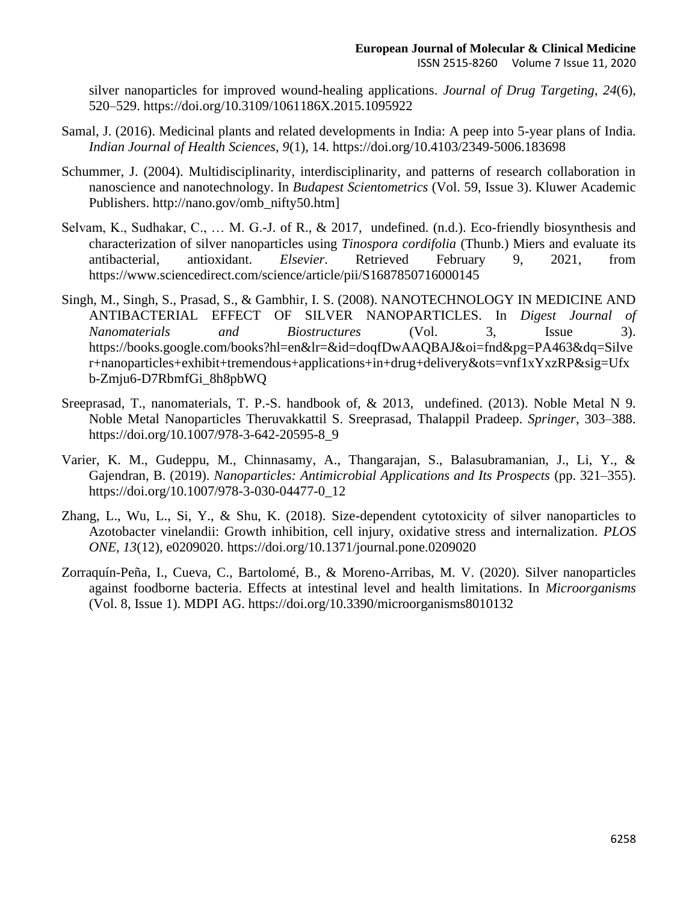silver nanoparticles for improved wound-healing applications. *Journal of Drug Targeting*, *24*(6), 520–529. https://doi.org/10.3109/1061186X.2015.1095922

Samal, J. (2016). Medicinal plants and related developments in India: A peep into 5-year plans of India. *Indian Journal of Health Sciences*, *9*(1), 14. https://doi.org/10.4103/2349-5006.183698

Schummer, J. (2004). Multidisciplinarity, interdisciplinarity, and patterns of research collaboration in nanoscience and nanotechnology. In *Budapest Scientometrics* (Vol. 59, Issue 3). Kluwer Academic Publishers. http://nano.gov/omb_nifty50.htm]

Selvam, K., Sudhakar, C., … M. G.-J. of R., & 2017, undefined. (n.d.). Eco-friendly biosynthesis and characterization of silver nanoparticles using *Tinospora cordifolia* (Thunb.) Miers and evaluate its antibacterial, antioxidant. *Elsevier*. Retrieved February 9, 2021, from https://www.sciencedirect.com/science/article/pii/S1687850716000145

Singh, M., Singh, S., Prasad, S., & Gambhir, I. S. (2008). NANOTECHNOLOGY IN MEDICINE AND ANTIBACTERIAL EFFECT OF SILVER NANOPARTICLES. In *Digest Journal of Nanomaterials and Biostructures* (Vol. 3, Issue 3). https://books.google.com/books?hl=en&lr=&id=doqfDwAAQBAJ&oi=fnd&pg=PA463&dq=Silver+nanoparticles+exhibit+tremendous+applications+in+drug+delivery&ots=vnf1xYxzRP&sig=Ufxb-Zmju6-D7RbmfGi_8h8pbWQ

Sreeprasad, T., nanomaterials, T. P.-S. handbook of, & 2013, undefined. (2013). Noble Metal N 9. Noble Metal Nanoparticles Theruvakkattil S. Sreeprasad, Thalappil Pradeep. *Springer*, 303–388. https://doi.org/10.1007/978-3-642-20595-8_9

Varier, K. M., Gudeppu, M., Chinnasamy, A., Thangarajan, S., Balasubramanian, J., Li, Y., & Gajendran, B. (2019). *Nanoparticles: Antimicrobial Applications and Its Prospects* (pp. 321–355). https://doi.org/10.1007/978-3-030-04477-0_12

Zhang, L., Wu, L., Si, Y., & Shu, K. (2018). Size-dependent cytotoxicity of silver nanoparticles to Azotobacter vinelandii: Growth inhibition, cell injury, oxidative stress and internalization. *PLOS ONE*, *13*(12), e0209020. https://doi.org/10.1371/journal.pone.0209020

Zorraquín-Peña, I., Cueva, C., Bartolomé, B., & Moreno-Arribas, M. V. (2020). Silver nanoparticles against foodborne bacteria. Effects at intestinal level and health limitations. In *Microorganisms* (Vol. 8, Issue 1). MDPI AG. https://doi.org/10.3390/microorganisms8010132